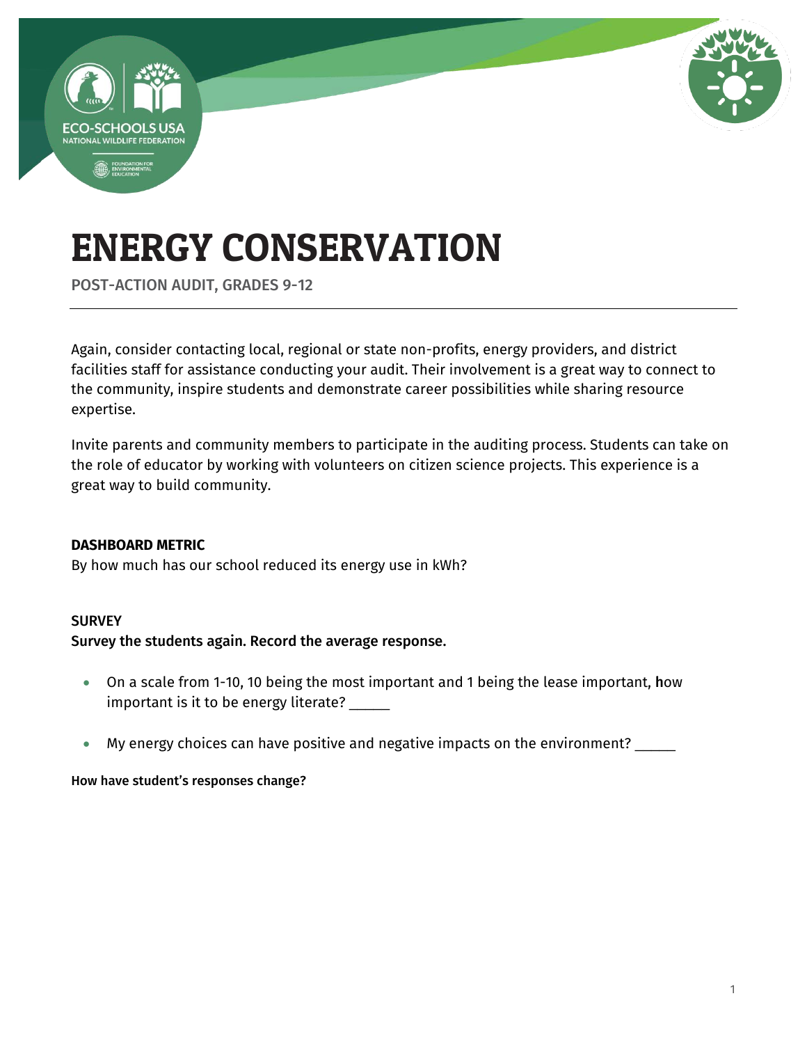# ENERGY CONSERVATION

POST-ACTION AUDIT, GRADES 9-12

---

Again, consider contacting local, regional or state non-profits, energy providers, and district facilities staff for assistance conducting your audit. Their involvement is a great way to connect to the community, inspire students and demonstrate career possibilities while sharing resource expertise.

Invite parents and community members to participate in the auditing process. Students can take on the role of educator by working with volunteers on citizen science projects. This experience is a great way to build community.

**DASHBOARD METRIC**

By how much has our school reduced its energy use in kWh?

**SURVEY**

**Survey the students again. Record the average response.**

- On a scale from 1-10, 10 being the most important and 1 being the lease important, **h**ow important is it to be energy literate? _____
- My energy choices can have positive and negative impacts on the environment? _____

**How have student's responses change?**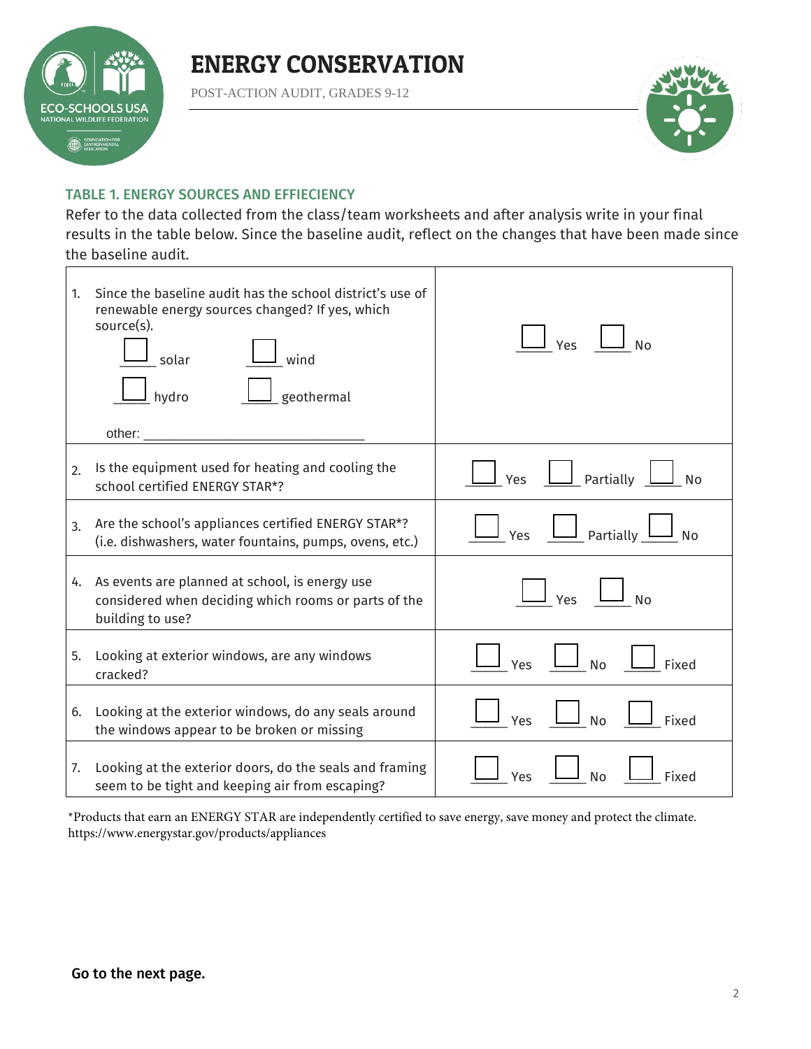# ENERGY CONSERVATION

POST-ACTION AUDIT, GRADES 9-12

### TABLE 1. ENERGY SOURCES AND EFFIECIENCY

Refer to the data collected from the class/team worksheets and after analysis write in your final results in the table below. Since the baseline audit, reflect on the changes that have been made since the baseline audit.

| | |
|---|---|
| 1. Since the baseline audit has the school district's use of renewable energy sources changed? If yes, which source(s).<br>☐ solar ☐ wind<br>☐ hydro ☐ geothermal<br>other: ______________________________ | ☐ Yes ☐ No |
| 2. Is the equipment used for heating and cooling the school certified ENERGY STAR*? | ☐ Yes ☐ Partially ☐ No |
| 3. Are the school's appliances certified ENERGY STAR*? (i.e. dishwashers, water fountains, pumps, ovens, etc.) | ☐ Yes ☐ Partially ☐ No |
| 4. As events are planned at school, is energy use considered when deciding which rooms or parts of the building to use? | ☐ Yes ☐ No |
| 5. Looking at exterior windows, are any windows cracked? | ☐ Yes ☐ No ☐ Fixed |
| 6. Looking at the exterior windows, do any seals around the windows appear to be broken or missing | ☐ Yes ☐ No ☐ Fixed |
| 7. Looking at the exterior doors, do the seals and framing seem to be tight and keeping air from escaping? | ☐ Yes ☐ No ☐ Fixed |

*Products that earn an ENERGY STAR are independently certified to save energy, save money and protect the climate. https://www.energystar.gov/products/appliances

**Go to the next page.**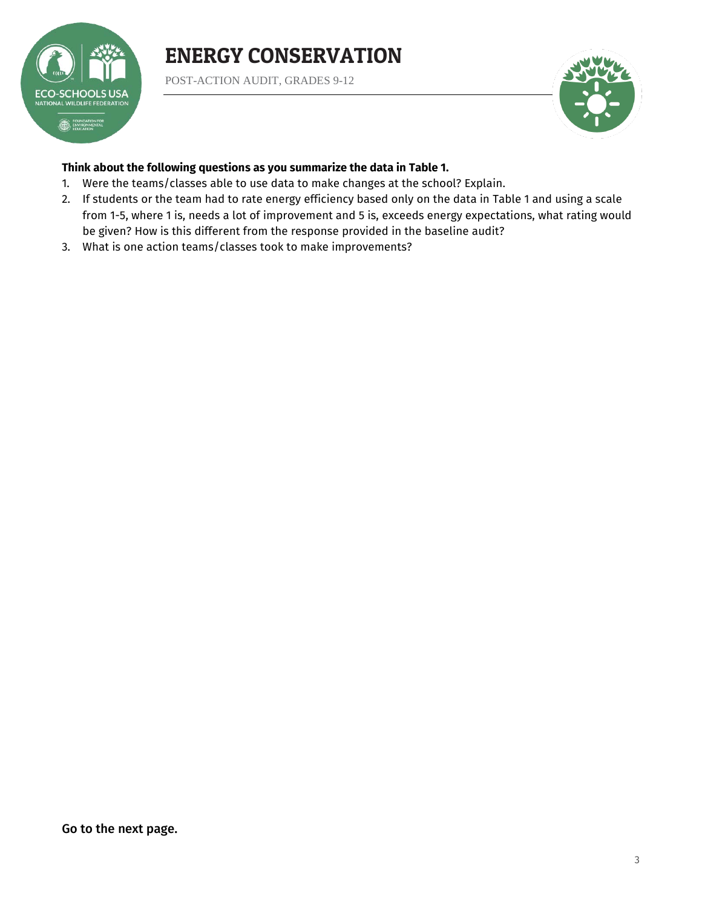**Think about the following questions as you summarize the data in Table 1.**

1. Were the teams/classes able to use data to make changes at the school? Explain.
2. If students or the team had to rate energy efficiency based only on the data in Table 1 and using a scale from 1-5, where 1 is, needs a lot of improvement and 5 is, exceeds energy expectations, what rating would be given? How is this different from the response provided in the baseline audit?
3. What is one action teams/classes took to make improvements?

Go to the next page.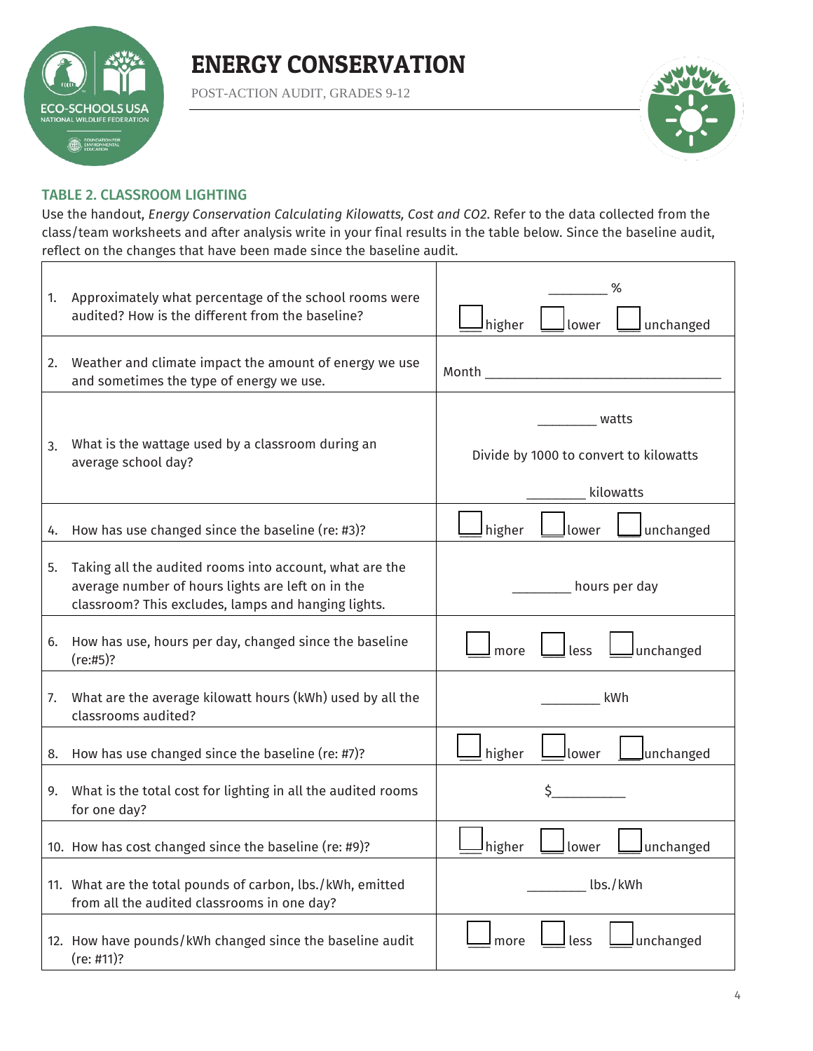# ENERGY CONSERVATION

POST-ACTION AUDIT, GRADES 9-12

## TABLE 2. CLASSROOM LIGHTING

Use the handout, *Energy Conservation Calculating Kilowatts, Cost and CO2*. Refer to the data collected from the class/team worksheets and after analysis write in your final results in the table below. Since the baseline audit, reflect on the changes that have been made since the baseline audit.

| Question | Response |
|---|---|
| 1. Approximately what percentage of the school rooms were audited? How is the different from the baseline? | ________ % <br> ☐ higher ☐ lower ☐ unchanged |
| 2. Weather and climate impact the amount of energy we use and sometimes the type of energy we use. | Month ________________________________ |
| 3. What is the wattage used by a classroom during an average school day? | ________ watts <br> Divide by 1000 to convert to kilowatts <br> ________ kilowatts |
| 4. How has use changed since the baseline (re: #3)? | ☐ higher ☐ lower ☐ unchanged |
| 5. Taking all the audited rooms into account, what are the average number of hours lights are left on in the classroom? This excludes, lamps and hanging lights. | ________ hours per day |
| 6. How has use, hours per day, changed since the baseline (re:#5)? | ☐ more ☐ less ☐ unchanged |
| 7. What are the average kilowatt hours (kWh) used by all the classrooms audited? | ________ kWh |
| 8. How has use changed since the baseline (re: #7)? | ☐ higher ☐ lower ☐ unchanged |
| 9. What is the total cost for lighting in all the audited rooms for one day? | $__________ |
| 10. How has cost changed since the baseline (re: #9)? | ☐ higher ☐ lower ☐ unchanged |
| 11. What are the total pounds of carbon, lbs./kWh, emitted from all the audited classrooms in one day? | ________ lbs./kWh |
| 12. How have pounds/kWh changed since the baseline audit (re: #11)? | ☐ more ☐ less ☐ unchanged |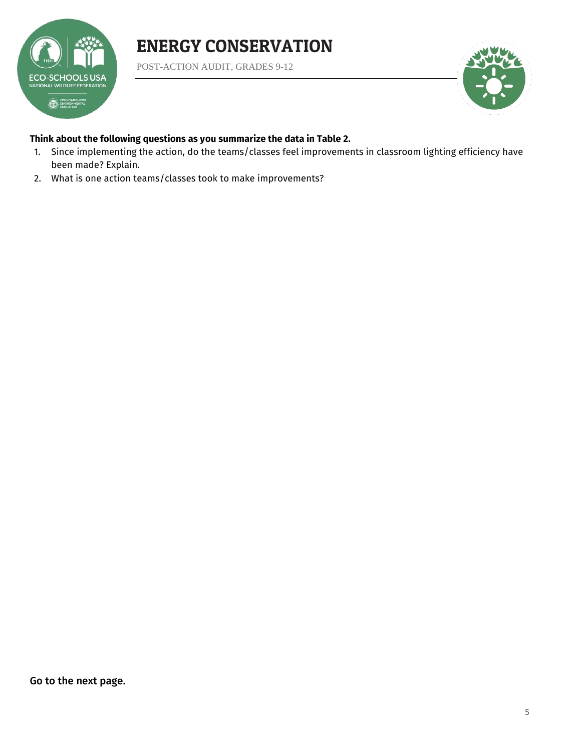# ENERGY CONSERVATION

POST-ACTION AUDIT, GRADES 9-12

**Think about the following questions as you summarize the data in Table 2.**

1. Since implementing the action, do the teams/classes feel improvements in classroom lighting efficiency have been made? Explain.
2. What is one action teams/classes took to make improvements?

Go to the next page.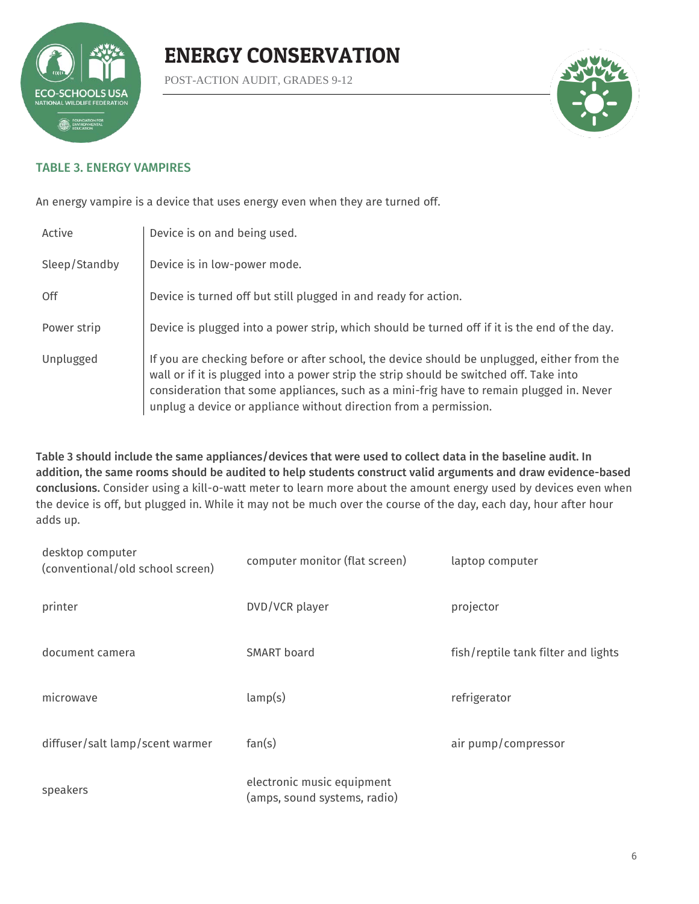# ENERGY CONSERVATION

POST-ACTION AUDIT, GRADES 9-12

## TABLE 3. ENERGY VAMPIRES

An energy vampire is a device that uses energy even when they are turned off.

| | |
|---|---|
| Active | Device is on and being used. |
| Sleep/Standby | Device is in low-power mode. |
| Off | Device is turned off but still plugged in and ready for action. |
| Power strip | Device is plugged into a power strip, which should be turned off if it is the end of the day. |
| Unplugged | If you are checking before or after school, the device should be unplugged, either from the wall or if it is plugged into a power strip the strip should be switched off. Take into consideration that some appliances, such as a mini-frig have to remain plugged in. Never unplug a device or appliance without direction from a permission. |

**Table 3 should include the same appliances/devices that were used to collect data in the baseline audit. In addition, the same rooms should be audited to help students construct valid arguments and draw evidence-based conclusions.** Consider using a kill-o-watt meter to learn more about the amount energy used by devices even when the device is off, but plugged in. While it may not be much over the course of the day, each day, hour after hour adds up.

| | | |
|---|---|---|
| desktop computer (conventional/old school screen) | computer monitor (flat screen) | laptop computer |
| printer | DVD/VCR player | projector |
| document camera | SMART board | fish/reptile tank filter and lights |
| microwave | lamp(s) | refrigerator |
| diffuser/salt lamp/scent warmer | fan(s) | air pump/compressor |
| speakers | electronic music equipment (amps, sound systems, radio) | |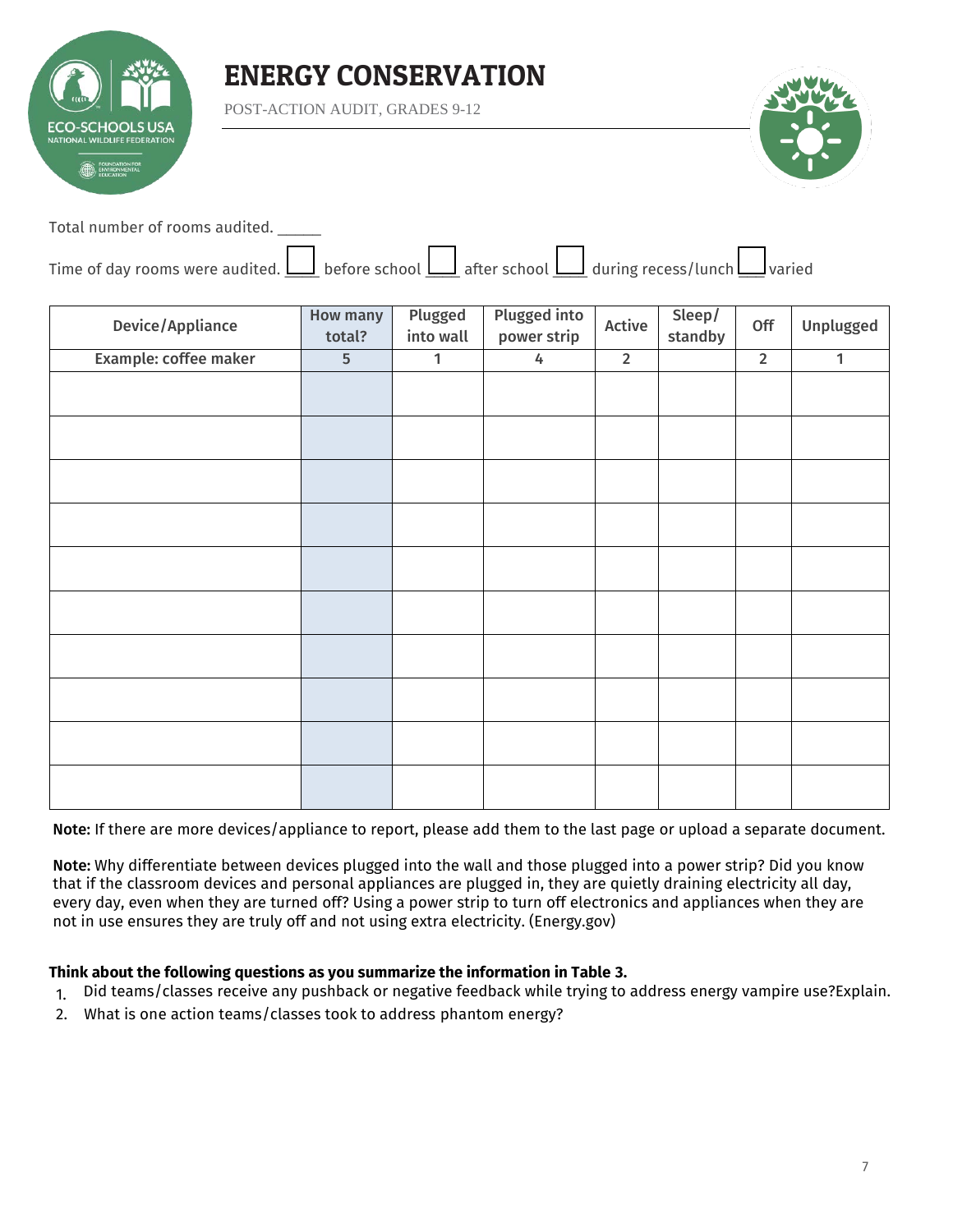# ENERGY CONSERVATION

POST-ACTION AUDIT, GRADES 9-12

Total number of rooms audited. ______

Time of day rooms were audited. ☐ before school ☐ after school ☐ during recess/lunch ☐ varied

| Device/Appliance | How many total? | Plugged into wall | Plugged into power strip | Active | Sleep/ standby | Off | Unplugged |
|---|---|---|---|---|---|---|---|
| Example: coffee maker | 5 | 1 | 4 | 2 | | 2 | 1 |
| | | | | | | | |
| | | | | | | | |
| | | | | | | | |
| | | | | | | | |
| | | | | | | | |
| | | | | | | | |
| | | | | | | | |
| | | | | | | | |
| | | | | | | | |
| | | | | | | | |

**Note:** If there are more devices/appliance to report, please add them to the last page or upload a separate document.

**Note:** Why differentiate between devices plugged into the wall and those plugged into a power strip? Did you know that if the classroom devices and personal appliances are plugged in, they are quietly draining electricity all day, every day, even when they are turned off? Using a power strip to turn off electronics and appliances when they are not in use ensures they are truly off and not using extra electricity. (Energy.gov)

**Think about the following questions as you summarize the information in Table 3.**

1. Did teams/classes receive any pushback or negative feedback while trying to address energy vampire use?Explain.
2. What is one action teams/classes took to address phantom energy?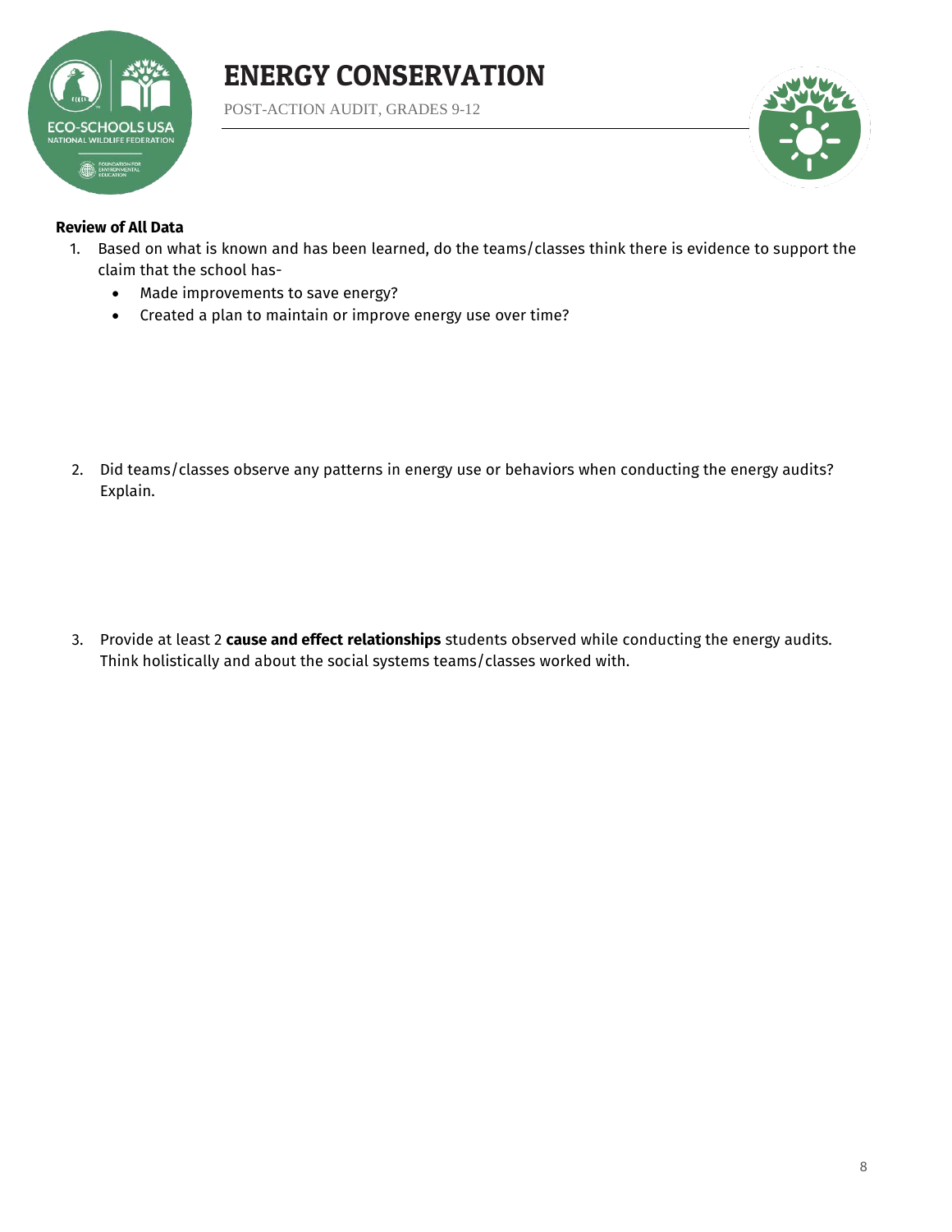# ENERGY CONSERVATION

POST-ACTION AUDIT, GRADES 9-12

**Review of All Data**

1. Based on what is known and has been learned, do the teams/classes think there is evidence to support the claim that the school has-
   - Made improvements to save energy?
   - Created a plan to maintain or improve energy use over time?

2. Did teams/classes observe any patterns in energy use or behaviors when conducting the energy audits? Explain.

3. Provide at least 2 **cause and effect relationships** students observed while conducting the energy audits. Think holistically and about the social systems teams/classes worked with.